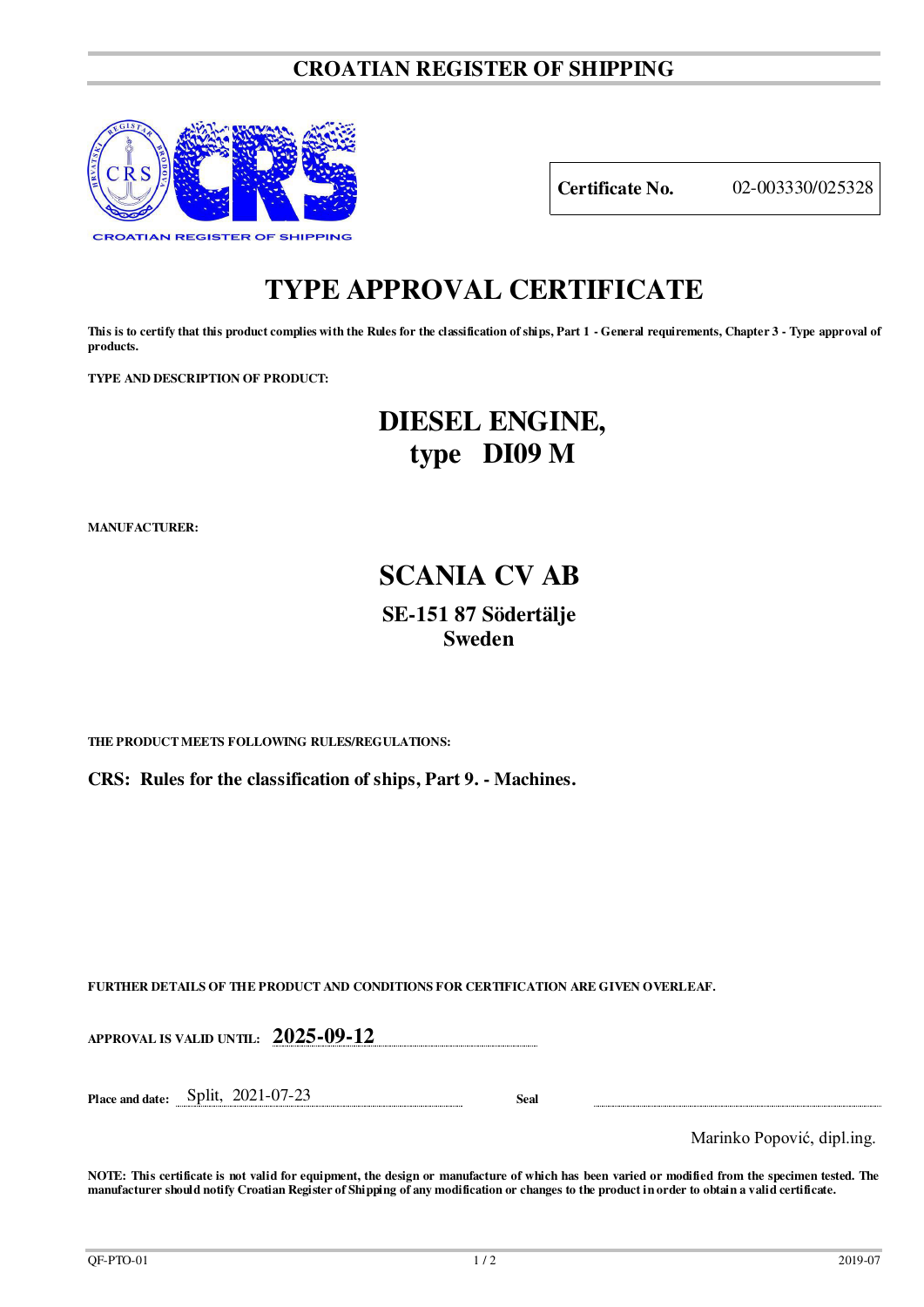# CROATIAN REGISTER OF SHIPPING

CROATIAN REGISTER OF SHIPPING

| **Certificate No.** | 02-003330/025328 |
|---|---|

# TYPE APPROVAL CERTIFICATE

**This is to certify that this product complies with the Rules for the classification of ships, Part 1 - General requirements, Chapter 3 - Type approval of products.**

**TYPE AND DESCRIPTION OF PRODUCT:**

## DIESEL ENGINE,
## type DI09 M

**MANUFACTURER:**

## SCANIA CV AB

### SE-151 87 Södertälje
### Sweden

**THE PRODUCT MEETS FOLLOWING RULES/REGULATIONS:**

**CRS: Rules for the classification of ships, Part 9. - Machines.**

**FURTHER DETAILS OF THE PRODUCT AND CONDITIONS FOR CERTIFICATION ARE GIVEN OVERLEAF.**

**APPROVAL IS VALID UNTIL:** **2025-09-12**

**Place and date:** Split, 2021-07-23 **Seal**

Marinko Popović, dipl.ing.

**NOTE: This certificate is not valid for equipment, the design or manufacture of which has been varied or modified from the specimen tested. The manufacturer should notify Croatian Register of Shipping of any modification or changes to the product in order to obtain a valid certificate.**

QF-PTO-01 2019-07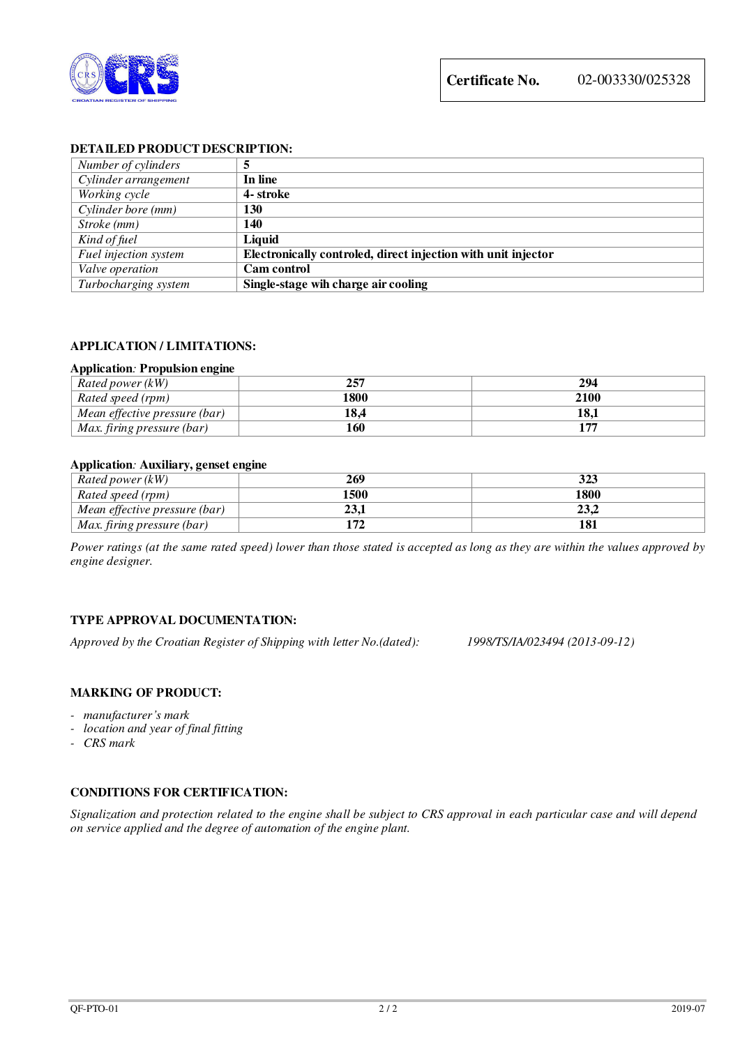**Certificate No.** 02-003330/025328

## DETAILED PRODUCT DESCRIPTION:

| | |
|---|---|
| *Number of cylinders* | **5** |
| *Cylinder arrangement* | **In line** |
| *Working cycle* | **4- stroke** |
| *Cylinder bore (mm)* | **130** |
| *Stroke (mm)* | **140** |
| *Kind of fuel* | **Liquid** |
| *Fuel injection system* | **Electronically controled, direct injection with unit injector** |
| *Valve operation* | **Cam control** |
| *Turbocharging system* | **Single-stage wih charge air cooling** |

## APPLICATION / LIMITATIONS:

**Application***:* **Propulsion engine**

| | | |
|---|---|---|
| *Rated power (kW)* | **257** | **294** |
| *Rated speed (rpm)* | **1800** | **2100** |
| *Mean effective pressure (bar)* | **18,4** | **18,1** |
| *Max. firing pressure (bar)* | **160** | **177** |

**Application***:* **Auxiliary, genset engine**

| | | |
|---|---|---|
| *Rated power (kW)* | **269** | **323** |
| *Rated speed (rpm)* | **1500** | **1800** |
| *Mean effective pressure (bar)* | **23,1** | **23,2** |
| *Max. firing pressure (bar)* | **172** | **181** |

*Power ratings (at the same rated speed) lower than those stated is accepted as long as they are within the values approved by engine designer.*

## TYPE APPROVAL DOCUMENTATION:

*Approved by the Croatian Register of Shipping with letter No.(dated):* *1998/TS/IA/023494 (2013-09-12)*

## MARKING OF PRODUCT:

- *manufacturer's mark*
- *location and year of final fitting*
- *CRS mark*

## CONDITIONS FOR CERTIFICATION:

*Signalization and protection related to the engine shall be subject to CRS approval in each particular case and will depend on service applied and the degree of automation of the engine plant.*

QF-PTO-01 2019-07